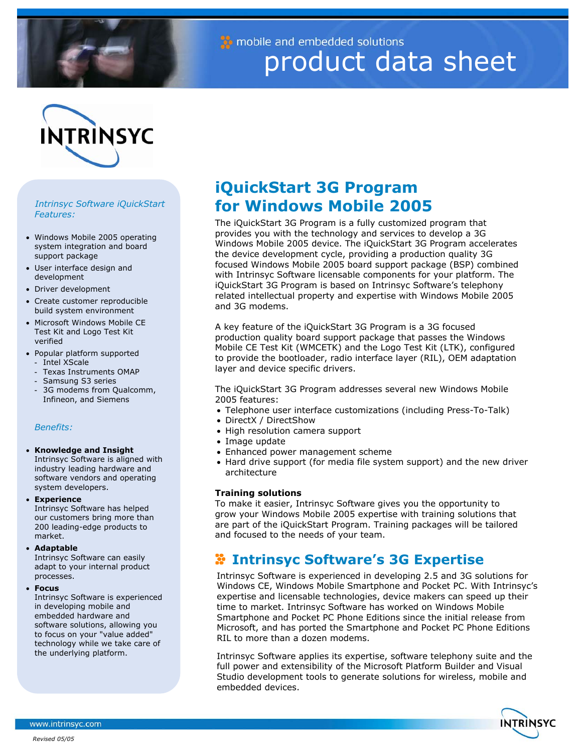mobile and embedded solutions

# product data sheet

## iQuickStart 3G Program for Windows Mobile 2005

The iQuickStart 3G Program is a fully customized program that provides you with the technology and services to develop a 3G Windows Mobile 2005 device. The iQuickStart 3G Program accelerates the device development cycle, providing a production quality 3G focused Windows Mobile 2005 board support package (BSP) combined with Intrinsyc Software licensable components for your platform. The iQuickStart 3G Program is based on Intrinsyc Software's telephony related intellectual property and expertise with Windows Mobile 2005 and 3G modems.

A key feature of the iQuickStart 3G Program is a 3G focused production quality board support package that passes the Windows Mobile CE Test Kit (WMCETK) and the Logo Test Kit (LTK), configured to provide the bootloader, radio interface layer (RIL), OEM adaptation layer and device specific drivers.

The iQuickStart 3G Program addresses several new Windows Mobile 2005 features:

- Telephone user interface customizations (including Press-To-Talk)
- DirectX / DirectShow
- High resolution camera support
- Image update
- Enhanced power management scheme
- Hard drive support (for media file system support) and the new driver architecture

**Training solutions**

To make it easier, Intrinsyc Software gives you the opportunity to grow your Windows Mobile 2005 expertise with training solutions that are part of the iQuickStart Program. Training packages will be tailored and focused to the needs of your team.

## Intrinsyc Software's 3G Expertise

Intrinsyc Software is experienced in developing 2.5 and 3G solutions for Windows CE, Windows Mobile Smartphone and Pocket PC. With Intrinsyc's expertise and licensable technologies, device makers can speed up their time to market. Intrinsyc Software has worked on Windows Mobile Smartphone and Pocket PC Phone Editions since the initial release from Microsoft, and has ported the Smartphone and Pocket PC Phone Editions RIL to more than a dozen modems.

Intrinsyc Software applies its expertise, software telephony suite and the full power and extensibility of the Microsoft Platform Builder and Visual Studio development tools to generate solutions for wireless, mobile and embedded devices.

*Intrinsyc Software iQuickStart Features:*

- Windows Mobile 2005 operating system integration and board support package
- User interface design and development
- Driver development
- Create customer reproducible build system environment
- Microsoft Windows Mobile CE Test Kit and Logo Test Kit verified
- Popular platform supported
  - Intel XScale
  - Texas Instruments OMAP
  - Samsung S3 series
  - 3G modems from Qualcomm, Infineon, and Siemens

*Benefits:*

- **Knowledge and Insight**
  Intrinsyc Software is aligned with industry leading hardware and software vendors and operating system developers.
- **Experience**
  Intrinsyc Software has helped our customers bring more than 200 leading-edge products to market.
- **Adaptable**
  Intrinsyc Software can easily adapt to your internal product processes.
- **Focus**
  Intrinsyc Software is experienced in developing mobile and embedded hardware and software solutions, allowing you to focus on your "value added" technology while we take care of the underlying platform.

www.intrinsyc.com

*Revised 05/05*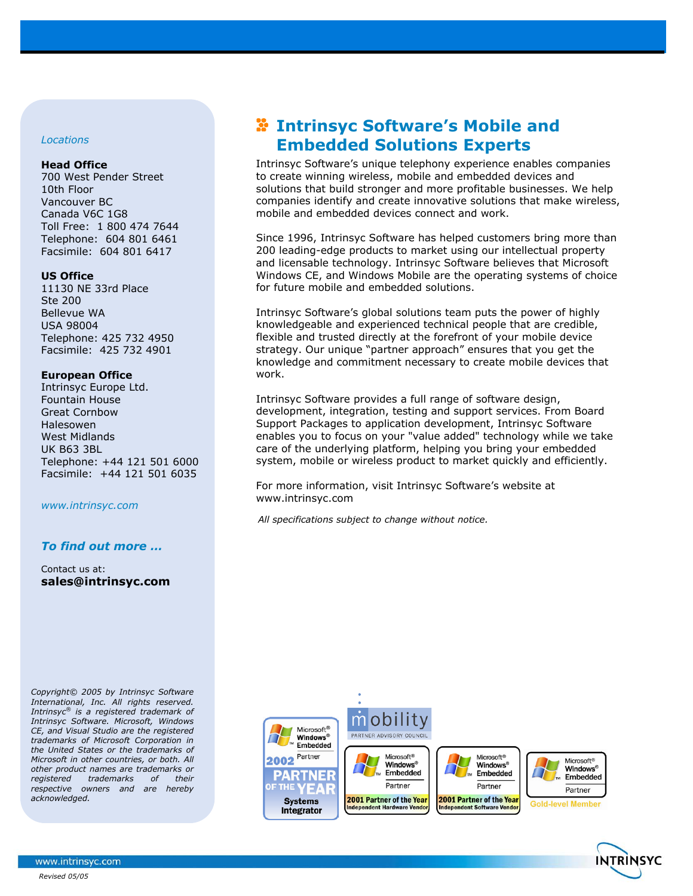*Locations*

**Head Office**
700 West Pender Street
10th Floor
Vancouver BC
Canada V6C 1G8
Toll Free: 1 800 474 7644
Telephone: 604 801 6461
Facsimile: 604 801 6417

**US Office**
11130 NE 33rd Place
Ste 200
Bellevue WA
USA 98004
Telephone: 425 732 4950
Facsimile: 425 732 4901

**European Office**
Intrinsyc Europe Ltd.
Fountain House
Great Cornbow
Halesowen
West Midlands
UK B63 3BL
Telephone: +44 121 501 6000
Facsimile: +44 121 501 6035

*www.intrinsyc.com*

***To find out more …***

Contact us at:
**sales@intrinsyc.com**

*Copyright© 2005 by Intrinsyc Software International, Inc. All rights reserved. Intrinsyc® is a registered trademark of Intrinsyc Software. Microsoft, Windows CE, and Visual Studio are the registered trademarks of Microsoft Corporation in the United States or the trademarks of Microsoft in other countries, or both. All other product names are trademarks or registered trademarks of their respective owners and are hereby acknowledged.*

## Intrinsyc Software's Mobile and Embedded Solutions Experts

Intrinsyc Software's unique telephony experience enables companies to create winning wireless, mobile and embedded devices and solutions that build stronger and more profitable businesses. We help companies identify and create innovative solutions that make wireless, mobile and embedded devices connect and work.

Since 1996, Intrinsyc Software has helped customers bring more than 200 leading-edge products to market using our intellectual property and licensable technology. Intrinsyc Software believes that Microsoft Windows CE, and Windows Mobile are the operating systems of choice for future mobile and embedded solutions.

Intrinsyc Software's global solutions team puts the power of highly knowledgeable and experienced technical people that are credible, flexible and trusted directly at the forefront of your mobile device strategy. Our unique "partner approach" ensures that you get the knowledge and commitment necessary to create mobile devices that work.

Intrinsyc Software provides a full range of software design, development, integration, testing and support services. From Board Support Packages to application development, Intrinsyc Software enables you to focus on your "value added" technology while we take care of the underlying platform, helping you bring your embedded system, mobile or wireless product to market quickly and efficiently.

For more information, visit Intrinsyc Software's website at www.intrinsyc.com

*All specifications subject to change without notice.*

Microsoft® Windows® Embedded Partner — 2002 Partner of the Year — Systems Integrator

mobility — Partner Advisory Council

Microsoft® Windows® Embedded Partner — 2001 Partner of the Year — Independent Hardware Vendor

Microsoft® Windows® Embedded Partner — 2001 Partner of the Year — Independent Software Vendor

Microsoft® Windows® Embedded Partner — Gold-level Member

www.intrinsyc.com

*Revised 05/05*